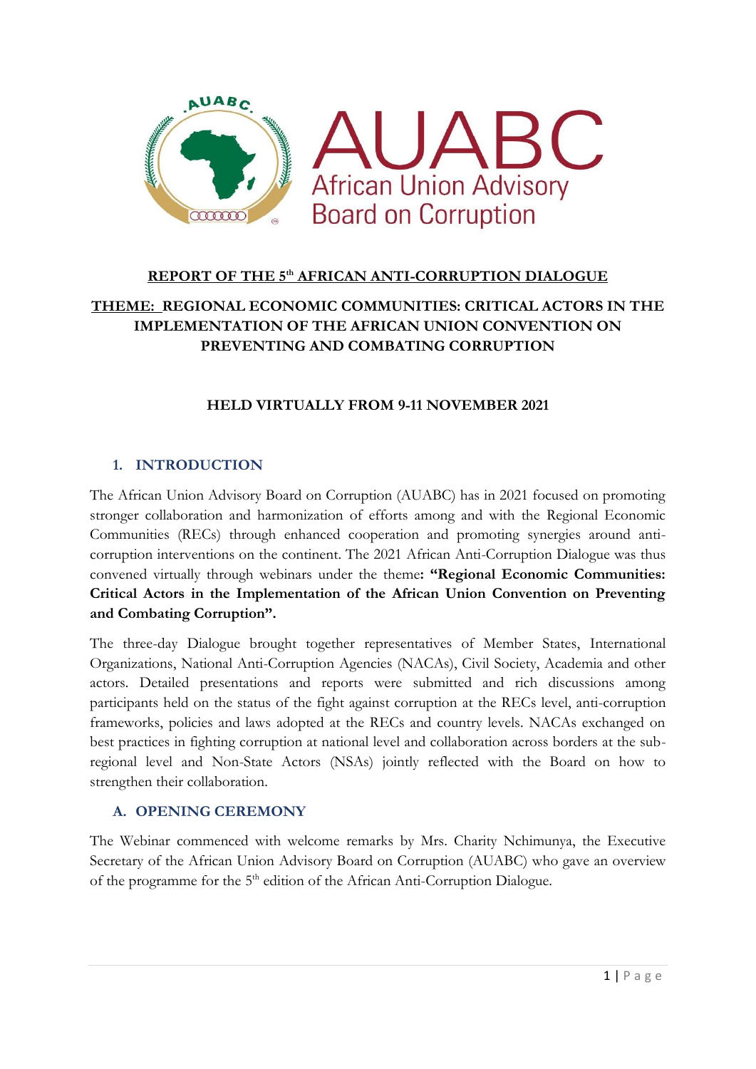AUABC

African Union Advisory Board on Corruption

# REPORT OF THE 5th AFRICAN ANTI-CORRUPTION DIALOGUE

## THEME: REGIONAL ECONOMIC COMMUNITIES: CRITICAL ACTORS IN THE IMPLEMENTATION OF THE AFRICAN UNION CONVENTION ON PREVENTING AND COMBATING CORRUPTION

### HELD VIRTUALLY FROM 9-11 NOVEMBER 2021

## 1. INTRODUCTION

The African Union Advisory Board on Corruption (AUABC) has in 2021 focused on promoting stronger collaboration and harmonization of efforts among and with the Regional Economic Communities (RECs) through enhanced cooperation and promoting synergies around anti-corruption interventions on the continent. The 2021 African Anti-Corruption Dialogue was thus convened virtually through webinars under the theme**: "Regional Economic Communities: Critical Actors in the Implementation of the African Union Convention on Preventing and Combating Corruption".**

The three-day Dialogue brought together representatives of Member States, International Organizations, National Anti-Corruption Agencies (NACAs), Civil Society, Academia and other actors. Detailed presentations and reports were submitted and rich discussions among participants held on the status of the fight against corruption at the RECs level, anti-corruption frameworks, policies and laws adopted at the RECs and country levels. NACAs exchanged on best practices in fighting corruption at national level and collaboration across borders at the sub-regional level and Non-State Actors (NSAs) jointly reflected with the Board on how to strengthen their collaboration.

### A. OPENING CEREMONY

The Webinar commenced with welcome remarks by Mrs. Charity Nchimunya, the Executive Secretary of the African Union Advisory Board on Corruption (AUABC) who gave an overview of the programme for the 5th edition of the African Anti-Corruption Dialogue.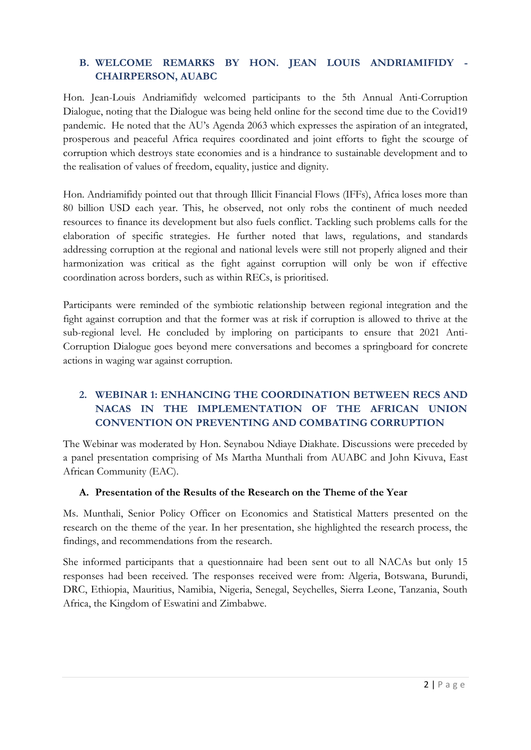### B. WELCOME REMARKS BY HON. JEAN LOUIS ANDRIAMIFIDY - CHAIRPERSON, AUABC

Hon. Jean-Louis Andriamifidy welcomed participants to the 5th Annual Anti-Corruption Dialogue, noting that the Dialogue was being held online for the second time due to the Covid19 pandemic. He noted that the AU's Agenda 2063 which expresses the aspiration of an integrated, prosperous and peaceful Africa requires coordinated and joint efforts to fight the scourge of corruption which destroys state economies and is a hindrance to sustainable development and to the realisation of values of freedom, equality, justice and dignity.

Hon. Andriamifidy pointed out that through Illicit Financial Flows (IFFs), Africa loses more than 80 billion USD each year. This, he observed, not only robs the continent of much needed resources to finance its development but also fuels conflict. Tackling such problems calls for the elaboration of specific strategies. He further noted that laws, regulations, and standards addressing corruption at the regional and national levels were still not properly aligned and their harmonization was critical as the fight against corruption will only be won if effective coordination across borders, such as within RECs, is prioritised.

Participants were reminded of the symbiotic relationship between regional integration and the fight against corruption and that the former was at risk if corruption is allowed to thrive at the sub-regional level. He concluded by imploring on participants to ensure that 2021 Anti-Corruption Dialogue goes beyond mere conversations and becomes a springboard for concrete actions in waging war against corruption.

## 2. WEBINAR 1: ENHANCING THE COORDINATION BETWEEN RECS AND NACAS IN THE IMPLEMENTATION OF THE AFRICAN UNION CONVENTION ON PREVENTING AND COMBATING CORRUPTION

The Webinar was moderated by Hon. Seynabou Ndiaye Diakhate. Discussions were preceded by a panel presentation comprising of Ms Martha Munthali from AUABC and John Kivuva, East African Community (EAC).

### A. Presentation of the Results of the Research on the Theme of the Year

Ms. Munthali, Senior Policy Officer on Economics and Statistical Matters presented on the research on the theme of the year. In her presentation, she highlighted the research process, the findings, and recommendations from the research.

She informed participants that a questionnaire had been sent out to all NACAs but only 15 responses had been received. The responses received were from: Algeria, Botswana, Burundi, DRC, Ethiopia, Mauritius, Namibia, Nigeria, Senegal, Seychelles, Sierra Leone, Tanzania, South Africa, the Kingdom of Eswatini and Zimbabwe.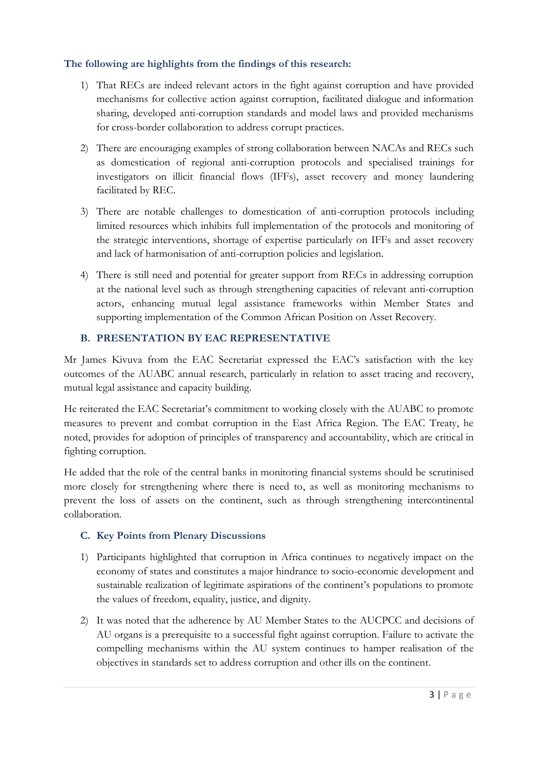**The following are highlights from the findings of this research:**

1) That RECs are indeed relevant actors in the fight against corruption and have provided mechanisms for collective action against corruption, facilitated dialogue and information sharing, developed anti-corruption standards and model laws and provided mechanisms for cross-border collaboration to address corrupt practices.

2) There are encouraging examples of strong collaboration between NACAs and RECs such as domestication of regional anti-corruption protocols and specialised trainings for investigators on illicit financial flows (IFFs), asset recovery and money laundering facilitated by REC.

3) There are notable challenges to domestication of anti-corruption protocols including limited resources which inhibits full implementation of the protocols and monitoring of the strategic interventions, shortage of expertise particularly on IFFs and asset recovery and lack of harmonisation of anti-corruption policies and legislation.

4) There is still need and potential for greater support from RECs in addressing corruption at the national level such as through strengthening capacities of relevant anti-corruption actors, enhancing mutual legal assistance frameworks within Member States and supporting implementation of the Common African Position on Asset Recovery.

## B. PRESENTATION BY EAC REPRESENTATIVE

Mr James Kivuva from the EAC Secretariat expressed the EAC's satisfaction with the key outcomes of the AUABC annual research, particularly in relation to asset tracing and recovery, mutual legal assistance and capacity building.

He reiterated the EAC Secretariat's commitment to working closely with the AUABC to promote measures to prevent and combat corruption in the East Africa Region. The EAC Treaty, he noted, provides for adoption of principles of transparency and accountability, which are critical in fighting corruption.

He added that the role of the central banks in monitoring financial systems should be scrutinised more closely for strengthening where there is need to, as well as monitoring mechanisms to prevent the loss of assets on the continent, such as through strengthening intercontinental collaboration.

### C. Key Points from Plenary Discussions

1) Participants highlighted that corruption in Africa continues to negatively impact on the economy of states and constitutes a major hindrance to socio-economic development and sustainable realization of legitimate aspirations of the continent's populations to promote the values of freedom, equality, justice, and dignity.

2) It was noted that the adherence by AU Member States to the AUCPCC and decisions of AU organs is a prerequisite to a successful fight against corruption. Failure to activate the compelling mechanisms within the AU system continues to hamper realisation of the objectives in standards set to address corruption and other ills on the continent.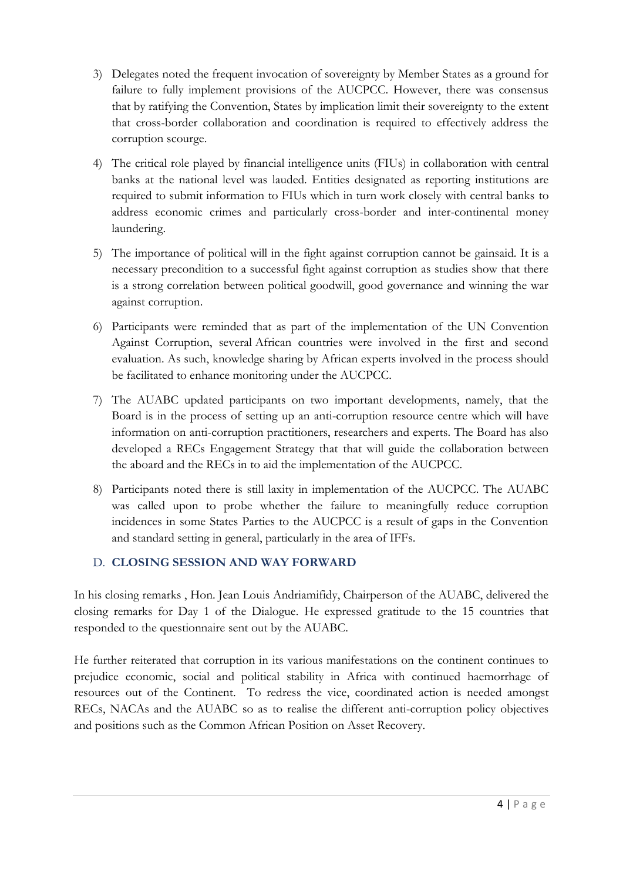3) Delegates noted the frequent invocation of sovereignty by Member States as a ground for failure to fully implement provisions of the AUCPCC. However, there was consensus that by ratifying the Convention, States by implication limit their sovereignty to the extent that cross-border collaboration and coordination is required to effectively address the corruption scourge.

4) The critical role played by financial intelligence units (FIUs) in collaboration with central banks at the national level was lauded. Entities designated as reporting institutions are required to submit information to FIUs which in turn work closely with central banks to address economic crimes and particularly cross-border and inter-continental money laundering.

5) The importance of political will in the fight against corruption cannot be gainsaid. It is a necessary precondition to a successful fight against corruption as studies show that there is a strong correlation between political goodwill, good governance and winning the war against corruption.

6) Participants were reminded that as part of the implementation of the UN Convention Against Corruption, several African countries were involved in the first and second evaluation. As such, knowledge sharing by African experts involved in the process should be facilitated to enhance monitoring under the AUCPCC.

7) The AUABC updated participants on two important developments, namely, that the Board is in the process of setting up an anti-corruption resource centre which will have information on anti-corruption practitioners, researchers and experts. The Board has also developed a RECs Engagement Strategy that that will guide the collaboration between the aboard and the RECs in to aid the implementation of the AUCPCC.

8) Participants noted there is still laxity in implementation of the AUCPCC. The AUABC was called upon to probe whether the failure to meaningfully reduce corruption incidences in some States Parties to the AUCPCC is a result of gaps in the Convention and standard setting in general, particularly in the area of IFFs.

## D. CLOSING SESSION AND WAY FORWARD

In his closing remarks , Hon. Jean Louis Andriamifidy, Chairperson of the AUABC, delivered the closing remarks for Day 1 of the Dialogue. He expressed gratitude to the 15 countries that responded to the questionnaire sent out by the AUABC.

He further reiterated that corruption in its various manifestations on the continent continues to prejudice economic, social and political stability in Africa with continued haemorrhage of resources out of the Continent. To redress the vice, coordinated action is needed amongst RECs, NACAs and the AUABC so as to realise the different anti-corruption policy objectives and positions such as the Common African Position on Asset Recovery.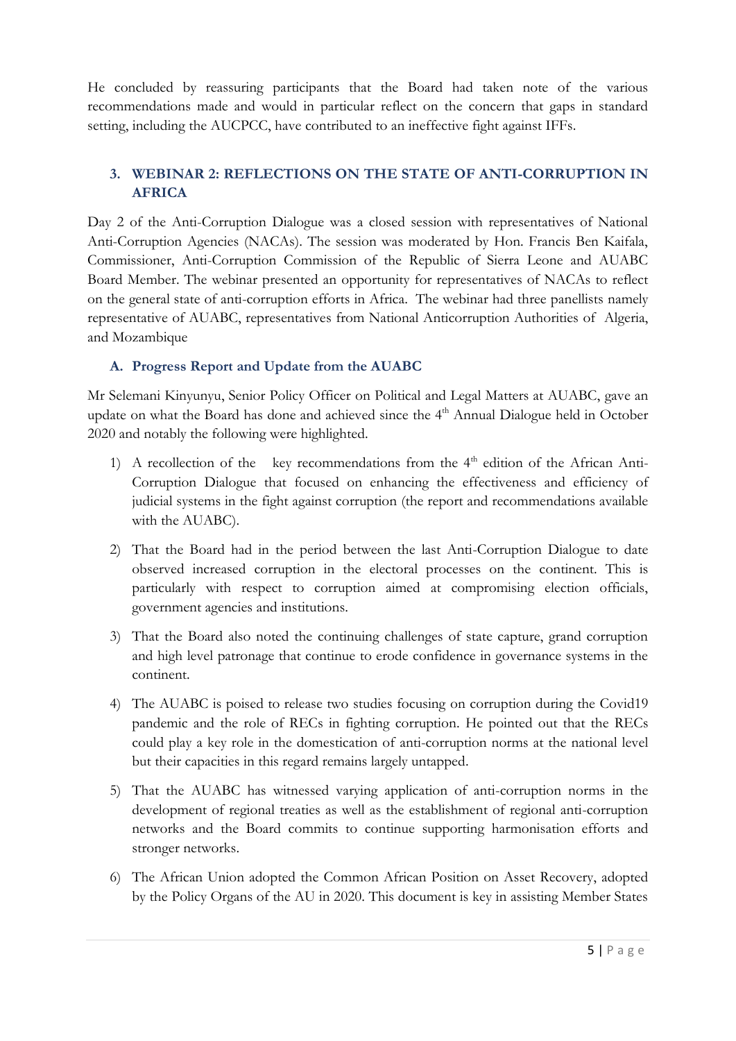He concluded by reassuring participants that the Board had taken note of the various recommendations made and would in particular reflect on the concern that gaps in standard setting, including the AUCPCC, have contributed to an ineffective fight against IFFs.

## 3. WEBINAR 2: REFLECTIONS ON THE STATE OF ANTI-CORRUPTION IN AFRICA

Day 2 of the Anti-Corruption Dialogue was a closed session with representatives of National Anti-Corruption Agencies (NACAs). The session was moderated by Hon. Francis Ben Kaifala, Commissioner, Anti-Corruption Commission of the Republic of Sierra Leone and AUABC Board Member. The webinar presented an opportunity for representatives of NACAs to reflect on the general state of anti-corruption efforts in Africa. The webinar had three panellists namely representative of AUABC, representatives from National Anticorruption Authorities of Algeria, and Mozambique

### A. Progress Report and Update from the AUABC

Mr Selemani Kinyunyu, Senior Policy Officer on Political and Legal Matters at AUABC, gave an update on what the Board has done and achieved since the 4th Annual Dialogue held in October 2020 and notably the following were highlighted.

1) A recollection of the key recommendations from the 4th edition of the African Anti-Corruption Dialogue that focused on enhancing the effectiveness and efficiency of judicial systems in the fight against corruption (the report and recommendations available with the AUABC).

2) That the Board had in the period between the last Anti-Corruption Dialogue to date observed increased corruption in the electoral processes on the continent. This is particularly with respect to corruption aimed at compromising election officials, government agencies and institutions.

3) That the Board also noted the continuing challenges of state capture, grand corruption and high level patronage that continue to erode confidence in governance systems in the continent.

4) The AUABC is poised to release two studies focusing on corruption during the Covid19 pandemic and the role of RECs in fighting corruption. He pointed out that the RECs could play a key role in the domestication of anti-corruption norms at the national level but their capacities in this regard remains largely untapped.

5) That the AUABC has witnessed varying application of anti-corruption norms in the development of regional treaties as well as the establishment of regional anti-corruption networks and the Board commits to continue supporting harmonisation efforts and stronger networks.

6) The African Union adopted the Common African Position on Asset Recovery, adopted by the Policy Organs of the AU in 2020. This document is key in assisting Member States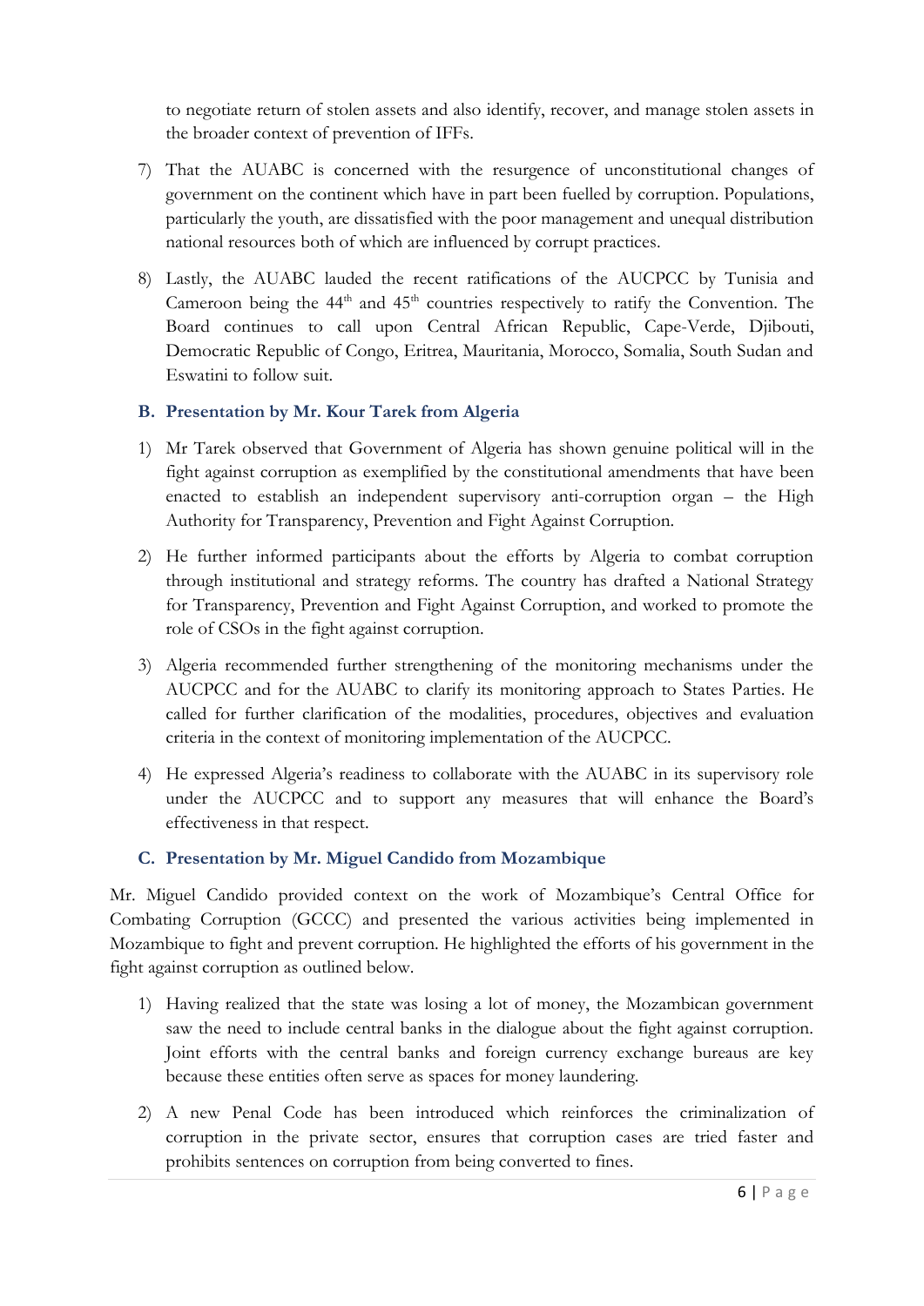to negotiate return of stolen assets and also identify, recover, and manage stolen assets in the broader context of prevention of IFFs.

7) That the AUABC is concerned with the resurgence of unconstitutional changes of government on the continent which have in part been fuelled by corruption. Populations, particularly the youth, are dissatisfied with the poor management and unequal distribution national resources both of which are influenced by corrupt practices.

8) Lastly, the AUABC lauded the recent ratifications of the AUCPCC by Tunisia and Cameroon being the 44th and 45th countries respectively to ratify the Convention. The Board continues to call upon Central African Republic, Cape-Verde, Djibouti, Democratic Republic of Congo, Eritrea, Mauritania, Morocco, Somalia, South Sudan and Eswatini to follow suit.

### B. Presentation by Mr. Kour Tarek from Algeria

1) Mr Tarek observed that Government of Algeria has shown genuine political will in the fight against corruption as exemplified by the constitutional amendments that have been enacted to establish an independent supervisory anti-corruption organ – the High Authority for Transparency, Prevention and Fight Against Corruption.

2) He further informed participants about the efforts by Algeria to combat corruption through institutional and strategy reforms. The country has drafted a National Strategy for Transparency, Prevention and Fight Against Corruption, and worked to promote the role of CSOs in the fight against corruption.

3) Algeria recommended further strengthening of the monitoring mechanisms under the AUCPCC and for the AUABC to clarify its monitoring approach to States Parties. He called for further clarification of the modalities, procedures, objectives and evaluation criteria in the context of monitoring implementation of the AUCPCC.

4) He expressed Algeria's readiness to collaborate with the AUABC in its supervisory role under the AUCPCC and to support any measures that will enhance the Board's effectiveness in that respect.

### C. Presentation by Mr. Miguel Candido from Mozambique

Mr. Miguel Candido provided context on the work of Mozambique's Central Office for Combating Corruption (GCCC) and presented the various activities being implemented in Mozambique to fight and prevent corruption. He highlighted the efforts of his government in the fight against corruption as outlined below.

1) Having realized that the state was losing a lot of money, the Mozambican government saw the need to include central banks in the dialogue about the fight against corruption. Joint efforts with the central banks and foreign currency exchange bureaus are key because these entities often serve as spaces for money laundering.

2) A new Penal Code has been introduced which reinforces the criminalization of corruption in the private sector, ensures that corruption cases are tried faster and prohibits sentences on corruption from being converted to fines.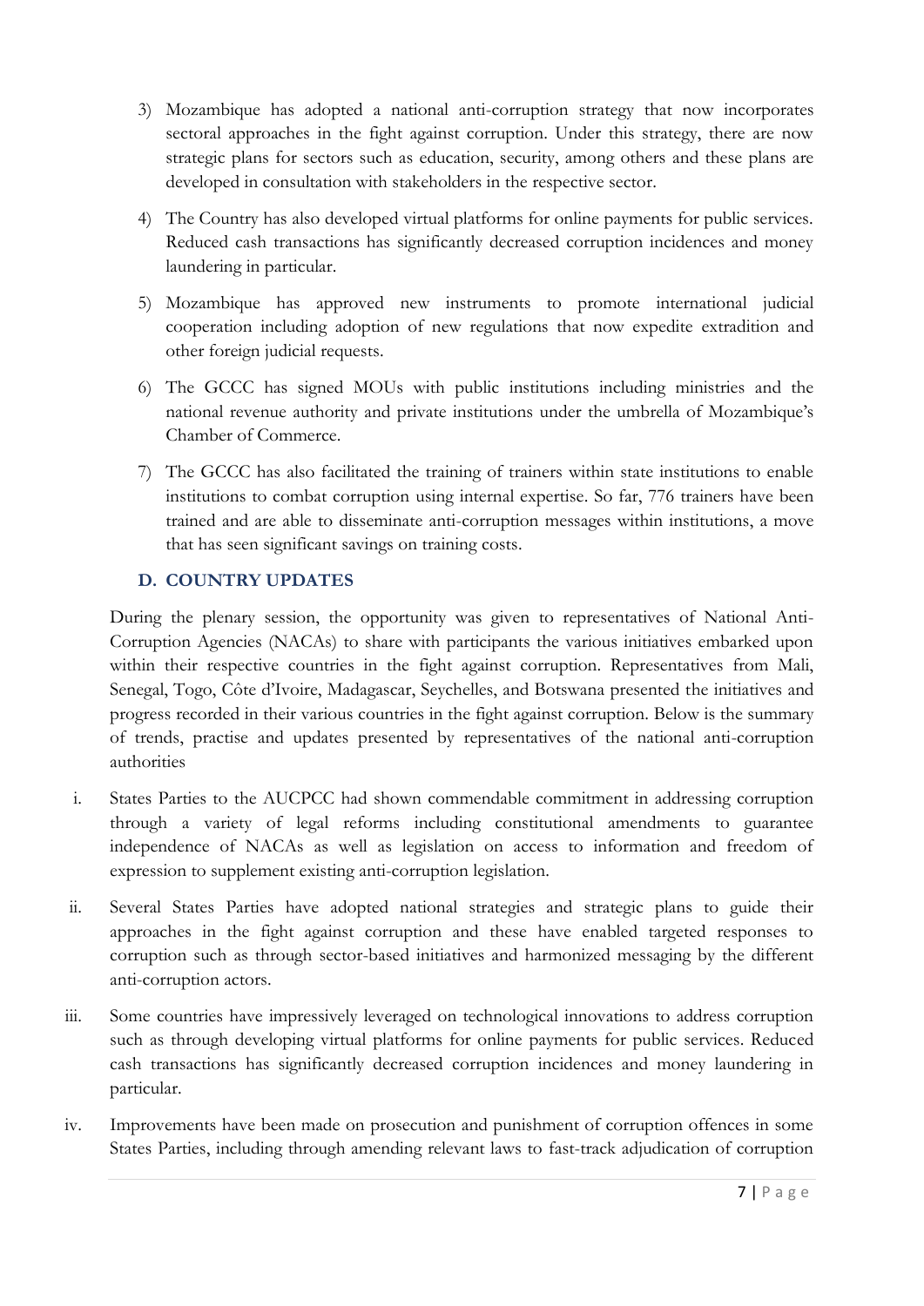3) Mozambique has adopted a national anti-corruption strategy that now incorporates sectoral approaches in the fight against corruption. Under this strategy, there are now strategic plans for sectors such as education, security, among others and these plans are developed in consultation with stakeholders in the respective sector.

4) The Country has also developed virtual platforms for online payments for public services. Reduced cash transactions has significantly decreased corruption incidences and money laundering in particular.

5) Mozambique has approved new instruments to promote international judicial cooperation including adoption of new regulations that now expedite extradition and other foreign judicial requests.

6) The GCCC has signed MOUs with public institutions including ministries and the national revenue authority and private institutions under the umbrella of Mozambique's Chamber of Commerce.

7) The GCCC has also facilitated the training of trainers within state institutions to enable institutions to combat corruption using internal expertise. So far, 776 trainers have been trained and are able to disseminate anti-corruption messages within institutions, a move that has seen significant savings on training costs.

## D. COUNTRY UPDATES

During the plenary session, the opportunity was given to representatives of National Anti-Corruption Agencies (NACAs) to share with participants the various initiatives embarked upon within their respective countries in the fight against corruption. Representatives from Mali, Senegal, Togo, Côte d'Ivoire, Madagascar, Seychelles, and Botswana presented the initiatives and progress recorded in their various countries in the fight against corruption. Below is the summary of trends, practise and updates presented by representatives of the national anti-corruption authorities

i. States Parties to the AUCPCC had shown commendable commitment in addressing corruption through a variety of legal reforms including constitutional amendments to guarantee independence of NACAs as well as legislation on access to information and freedom of expression to supplement existing anti-corruption legislation.

ii. Several States Parties have adopted national strategies and strategic plans to guide their approaches in the fight against corruption and these have enabled targeted responses to corruption such as through sector-based initiatives and harmonized messaging by the different anti-corruption actors.

iii. Some countries have impressively leveraged on technological innovations to address corruption such as through developing virtual platforms for online payments for public services. Reduced cash transactions has significantly decreased corruption incidences and money laundering in particular.

iv. Improvements have been made on prosecution and punishment of corruption offences in some States Parties, including through amending relevant laws to fast-track adjudication of corruption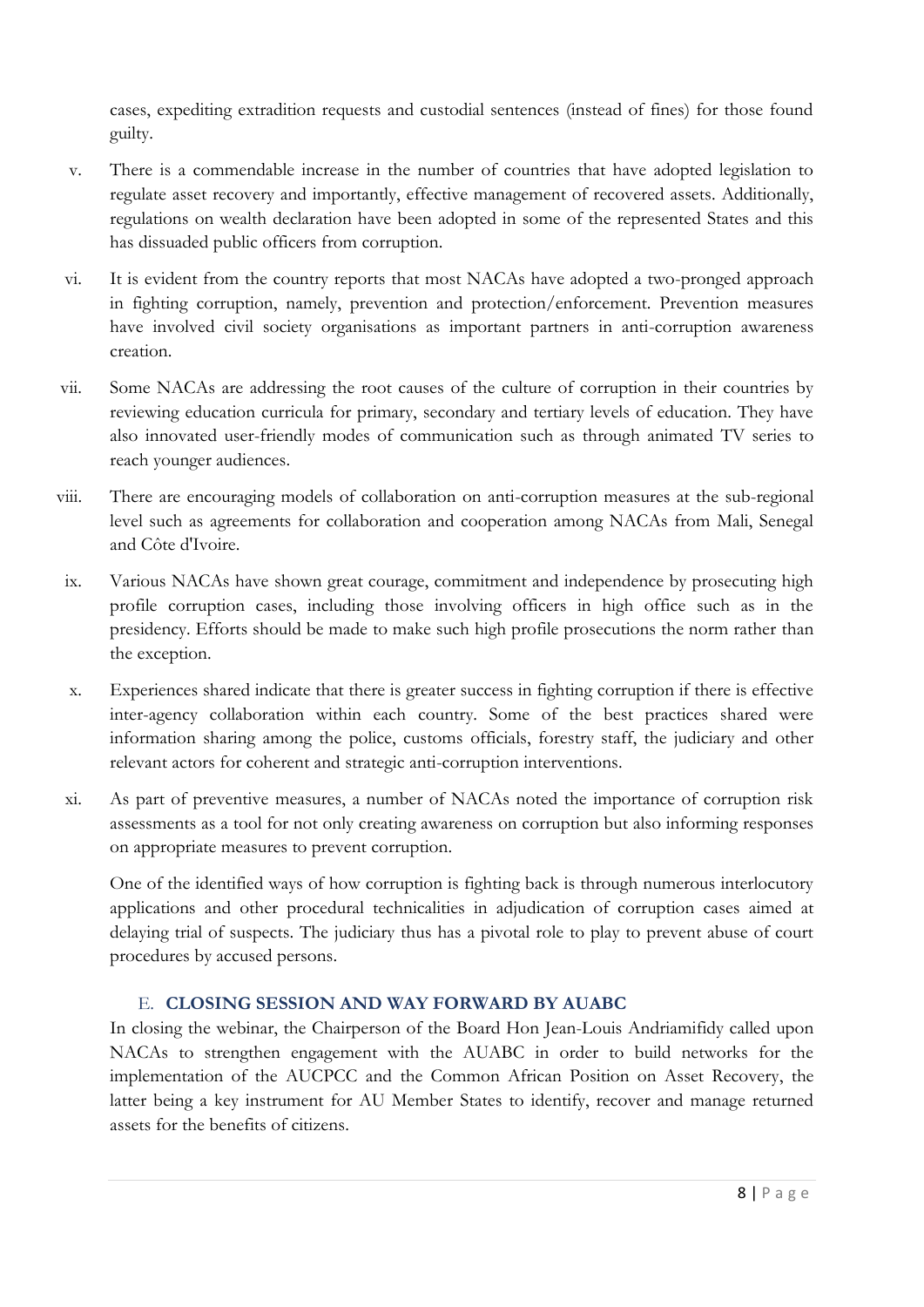cases, expediting extradition requests and custodial sentences (instead of fines) for those found guilty.

v. There is a commendable increase in the number of countries that have adopted legislation to regulate asset recovery and importantly, effective management of recovered assets. Additionally, regulations on wealth declaration have been adopted in some of the represented States and this has dissuaded public officers from corruption.

vi. It is evident from the country reports that most NACAs have adopted a two-pronged approach in fighting corruption, namely, prevention and protection/enforcement. Prevention measures have involved civil society organisations as important partners in anti-corruption awareness creation.

vii. Some NACAs are addressing the root causes of the culture of corruption in their countries by reviewing education curricula for primary, secondary and tertiary levels of education. They have also innovated user-friendly modes of communication such as through animated TV series to reach younger audiences.

viii. There are encouraging models of collaboration on anti-corruption measures at the sub-regional level such as agreements for collaboration and cooperation among NACAs from Mali, Senegal and Côte d'Ivoire.

ix. Various NACAs have shown great courage, commitment and independence by prosecuting high profile corruption cases, including those involving officers in high office such as in the presidency. Efforts should be made to make such high profile prosecutions the norm rather than the exception.

x. Experiences shared indicate that there is greater success in fighting corruption if there is effective inter-agency collaboration within each country. Some of the best practices shared were information sharing among the police, customs officials, forestry staff, the judiciary and other relevant actors for coherent and strategic anti-corruption interventions.

xi. As part of preventive measures, a number of NACAs noted the importance of corruption risk assessments as a tool for not only creating awareness on corruption but also informing responses on appropriate measures to prevent corruption.

One of the identified ways of how corruption is fighting back is through numerous interlocutory applications and other procedural technicalities in adjudication of corruption cases aimed at delaying trial of suspects. The judiciary thus has a pivotal role to play to prevent abuse of court procedures by accused persons.

## E. CLOSING SESSION AND WAY FORWARD BY AUABC

In closing the webinar, the Chairperson of the Board Hon Jean-Louis Andriamifidy called upon NACAs to strengthen engagement with the AUABC in order to build networks for the implementation of the AUCPCC and the Common African Position on Asset Recovery, the latter being a key instrument for AU Member States to identify, recover and manage returned assets for the benefits of citizens.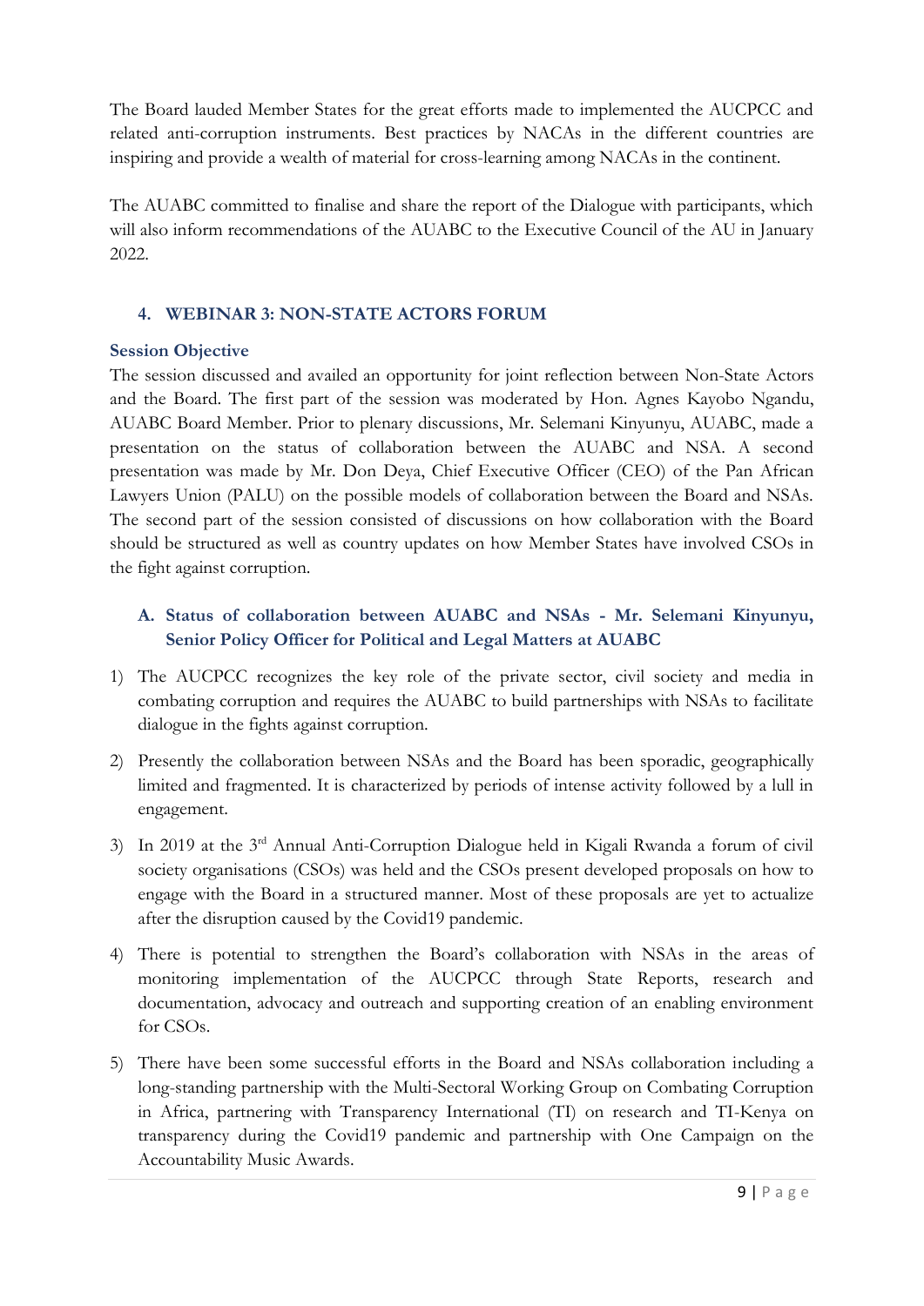The Board lauded Member States for the great efforts made to implemented the AUCPCC and related anti-corruption instruments. Best practices by NACAs in the different countries are inspiring and provide a wealth of material for cross-learning among NACAs in the continent.

The AUABC committed to finalise and share the report of the Dialogue with participants, which will also inform recommendations of the AUABC to the Executive Council of the AU in January 2022.

## 4. WEBINAR 3: NON-STATE ACTORS FORUM

### Session Objective

The session discussed and availed an opportunity for joint reflection between Non-State Actors and the Board. The first part of the session was moderated by Hon. Agnes Kayobo Ngandu, AUABC Board Member. Prior to plenary discussions, Mr. Selemani Kinyunyu, AUABC, made a presentation on the status of collaboration between the AUABC and NSA. A second presentation was made by Mr. Don Deya, Chief Executive Officer (CEO) of the Pan African Lawyers Union (PALU) on the possible models of collaboration between the Board and NSAs. The second part of the session consisted of discussions on how collaboration with the Board should be structured as well as country updates on how Member States have involved CSOs in the fight against corruption.

### A. Status of collaboration between AUABC and NSAs - Mr. Selemani Kinyunyu, Senior Policy Officer for Political and Legal Matters at AUABC

1) The AUCPCC recognizes the key role of the private sector, civil society and media in combating corruption and requires the AUABC to build partnerships with NSAs to facilitate dialogue in the fights against corruption.
2) Presently the collaboration between NSAs and the Board has been sporadic, geographically limited and fragmented. It is characterized by periods of intense activity followed by a lull in engagement.
3) In 2019 at the 3rd Annual Anti-Corruption Dialogue held in Kigali Rwanda a forum of civil society organisations (CSOs) was held and the CSOs present developed proposals on how to engage with the Board in a structured manner. Most of these proposals are yet to actualize after the disruption caused by the Covid19 pandemic.
4) There is potential to strengthen the Board's collaboration with NSAs in the areas of monitoring implementation of the AUCPCC through State Reports, research and documentation, advocacy and outreach and supporting creation of an enabling environment for CSOs.
5) There have been some successful efforts in the Board and NSAs collaboration including a long-standing partnership with the Multi-Sectoral Working Group on Combating Corruption in Africa, partnering with Transparency International (TI) on research and TI-Kenya on transparency during the Covid19 pandemic and partnership with One Campaign on the Accountability Music Awards.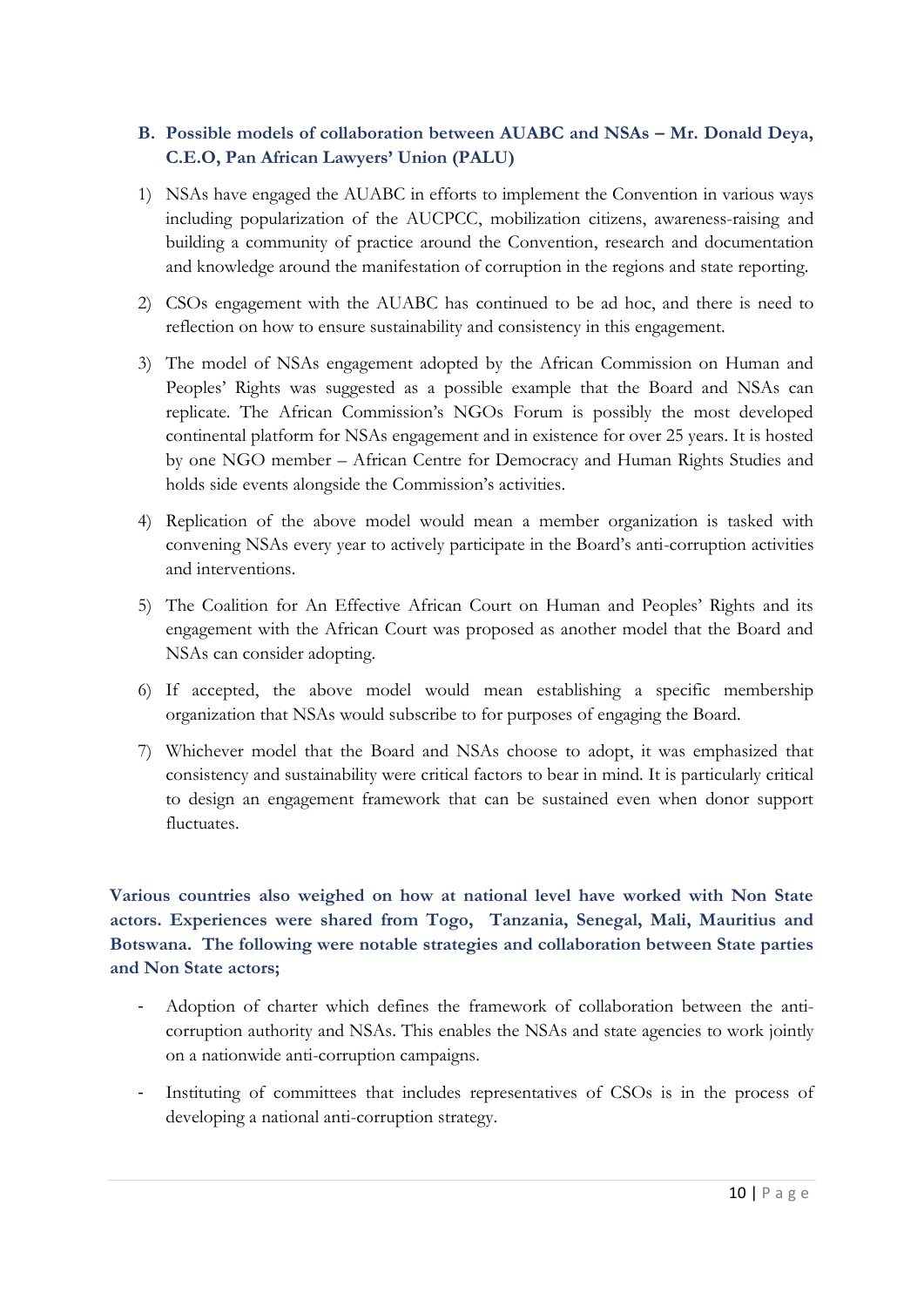**B. Possible models of collaboration between AUABC and NSAs – Mr. Donald Deya, C.E.O, Pan African Lawyers' Union (PALU)**

1) NSAs have engaged the AUABC in efforts to implement the Convention in various ways including popularization of the AUCPCC, mobilization citizens, awareness-raising and building a community of practice around the Convention, research and documentation and knowledge around the manifestation of corruption in the regions and state reporting.

2) CSOs engagement with the AUABC has continued to be ad hoc, and there is need to reflection on how to ensure sustainability and consistency in this engagement.

3) The model of NSAs engagement adopted by the African Commission on Human and Peoples' Rights was suggested as a possible example that the Board and NSAs can replicate. The African Commission's NGOs Forum is possibly the most developed continental platform for NSAs engagement and in existence for over 25 years. It is hosted by one NGO member – African Centre for Democracy and Human Rights Studies and holds side events alongside the Commission's activities.

4) Replication of the above model would mean a member organization is tasked with convening NSAs every year to actively participate in the Board's anti-corruption activities and interventions.

5) The Coalition for An Effective African Court on Human and Peoples' Rights and its engagement with the African Court was proposed as another model that the Board and NSAs can consider adopting.

6) If accepted, the above model would mean establishing a specific membership organization that NSAs would subscribe to for purposes of engaging the Board.

7) Whichever model that the Board and NSAs choose to adopt, it was emphasized that consistency and sustainability were critical factors to bear in mind. It is particularly critical to design an engagement framework that can be sustained even when donor support fluctuates.

**Various countries also weighed on how at national level have worked with Non State actors. Experiences were shared from Togo, Tanzania, Senegal, Mali, Mauritius and Botswana. The following were notable strategies and collaboration between State parties and Non State actors;**

- Adoption of charter which defines the framework of collaboration between the anti-corruption authority and NSAs. This enables the NSAs and state agencies to work jointly on a nationwide anti-corruption campaigns.

- Instituting of committees that includes representatives of CSOs is in the process of developing a national anti-corruption strategy.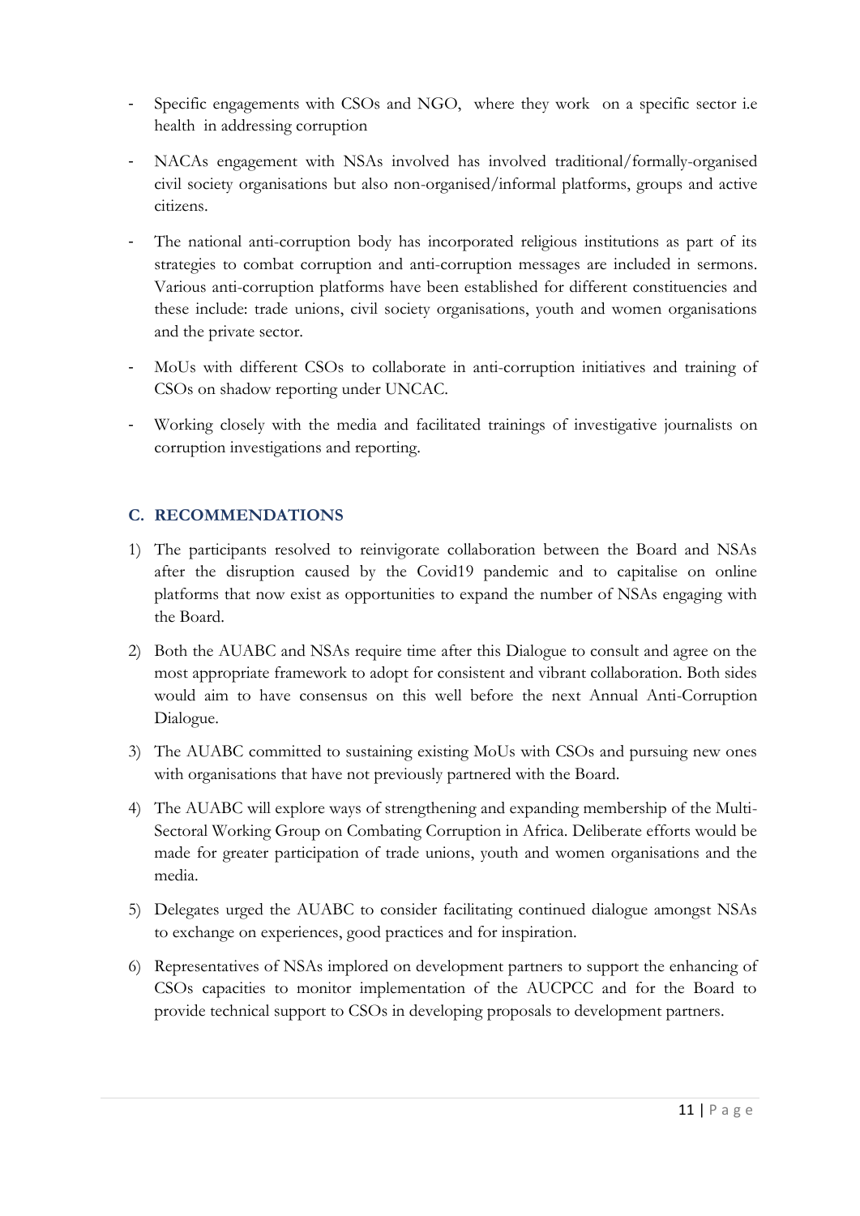- Specific engagements with CSOs and NGO, where they work on a specific sector i.e health in addressing corruption
- NACAs engagement with NSAs involved has involved traditional/formally-organised civil society organisations but also non-organised/informal platforms, groups and active citizens.
- The national anti-corruption body has incorporated religious institutions as part of its strategies to combat corruption and anti-corruption messages are included in sermons. Various anti-corruption platforms have been established for different constituencies and these include: trade unions, civil society organisations, youth and women organisations and the private sector.
- MoUs with different CSOs to collaborate in anti-corruption initiatives and training of CSOs on shadow reporting under UNCAC.
- Working closely with the media and facilitated trainings of investigative journalists on corruption investigations and reporting.

## C. RECOMMENDATIONS

1) The participants resolved to reinvigorate collaboration between the Board and NSAs after the disruption caused by the Covid19 pandemic and to capitalise on online platforms that now exist as opportunities to expand the number of NSAs engaging with the Board.
2) Both the AUABC and NSAs require time after this Dialogue to consult and agree on the most appropriate framework to adopt for consistent and vibrant collaboration. Both sides would aim to have consensus on this well before the next Annual Anti-Corruption Dialogue.
3) The AUABC committed to sustaining existing MoUs with CSOs and pursuing new ones with organisations that have not previously partnered with the Board.
4) The AUABC will explore ways of strengthening and expanding membership of the Multi-Sectoral Working Group on Combating Corruption in Africa. Deliberate efforts would be made for greater participation of trade unions, youth and women organisations and the media.
5) Delegates urged the AUABC to consider facilitating continued dialogue amongst NSAs to exchange on experiences, good practices and for inspiration.
6) Representatives of NSAs implored on development partners to support the enhancing of CSOs capacities to monitor implementation of the AUCPCC and for the Board to provide technical support to CSOs in developing proposals to development partners.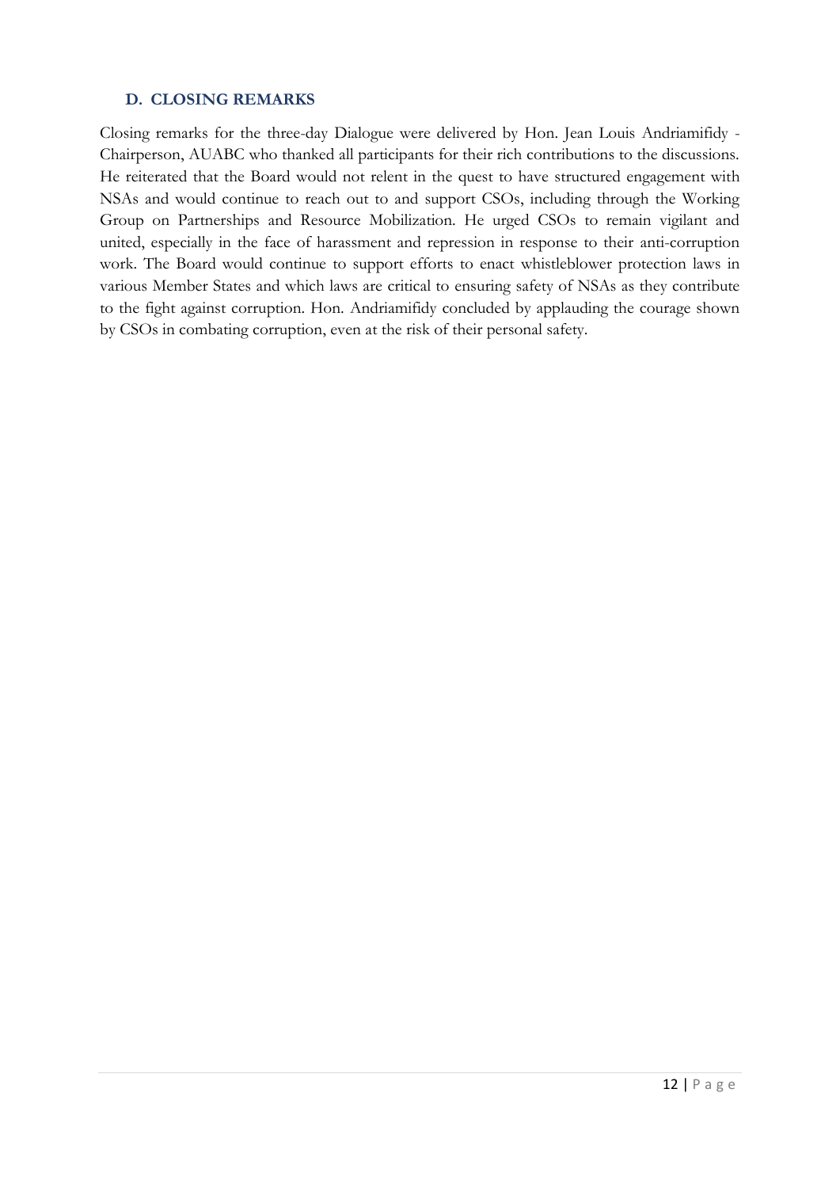## D. CLOSING REMARKS

Closing remarks for the three-day Dialogue were delivered by Hon. Jean Louis Andriamifidy - Chairperson, AUABC who thanked all participants for their rich contributions to the discussions. He reiterated that the Board would not relent in the quest to have structured engagement with NSAs and would continue to reach out to and support CSOs, including through the Working Group on Partnerships and Resource Mobilization. He urged CSOs to remain vigilant and united, especially in the face of harassment and repression in response to their anti-corruption work. The Board would continue to support efforts to enact whistleblower protection laws in various Member States and which laws are critical to ensuring safety of NSAs as they contribute to the fight against corruption. Hon. Andriamifidy concluded by applauding the courage shown by CSOs in combating corruption, even at the risk of their personal safety.